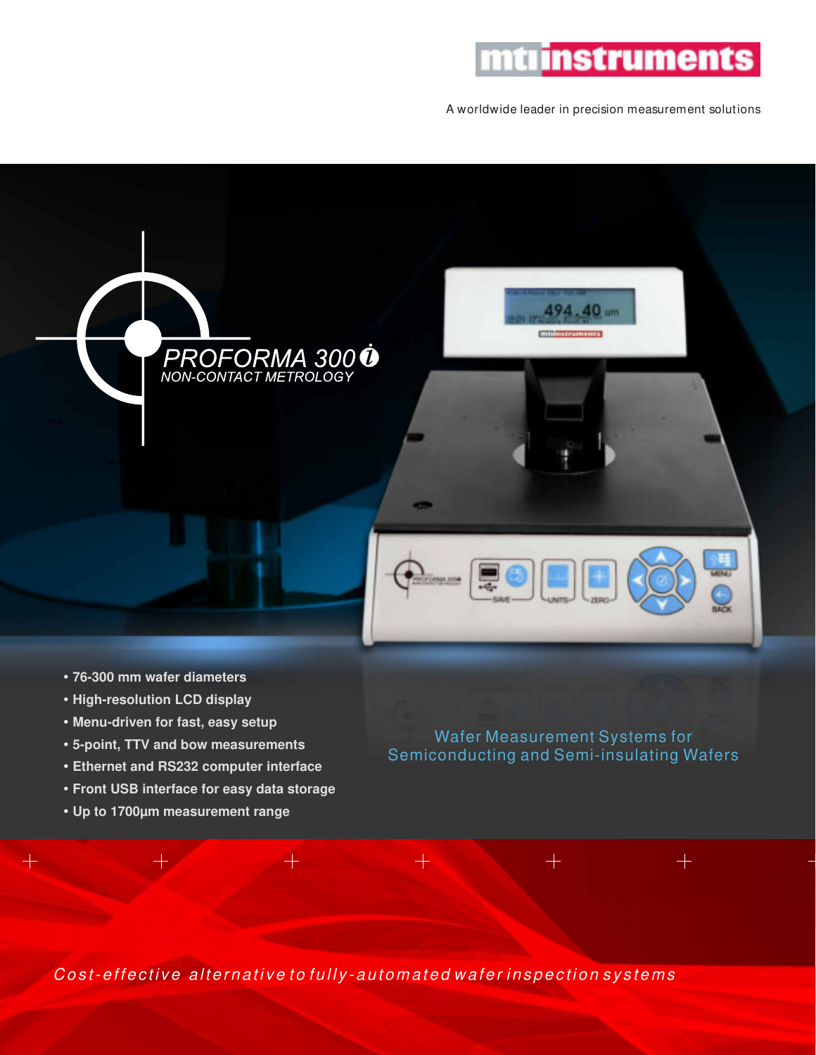mtiinstruments

A worldwide leader in precision measurement solutions

# PROFORMA 300i

## NON-CONTACT METROLOGY

- 76-300 mm wafer diameters
- High-resolution LCD display
- Menu-driven for fast, easy setup
- 5-point, TTV and bow measurements
- Ethernet and RS232 computer interface
- Front USB interface for easy data storage
- Up to 1700µm measurement range

Wafer Measurement Systems for Semiconducting and Semi-insulating Wafers

*Cost-effective alternative to fully-automated wafer inspection systems*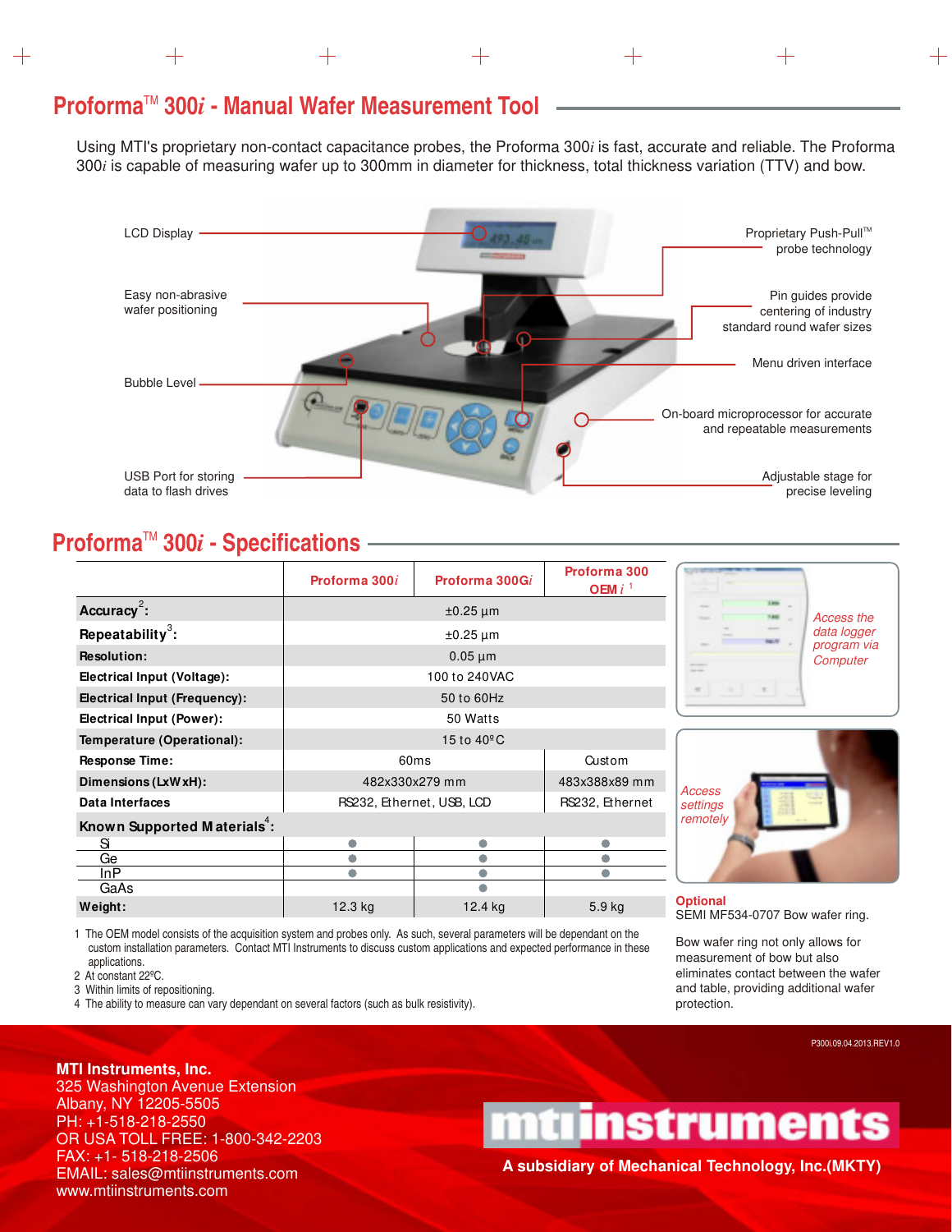# Proforma™ 300*i* - Manual Wafer Measurement Tool

Using MTI's proprietary non-contact capacitance probes, the Proforma 300*i* is fast, accurate and reliable. The Proforma 300*i* is capable of measuring wafer up to 300mm in diameter for thickness, total thickness variation (TTV) and bow.

LCD Display

Easy non-abrasive wafer positioning

Bubble Level

USB Port for storing data to flash drives

Proprietary Push-Pull™ probe technology

Pin guides provide centering of industry standard round wafer sizes

Menu driven interface

On-board microprocessor for accurate and repeatable measurements

Adjustable stage for precise leveling

# Proforma™ 300*i* - Specifications

| | Proforma 300*i* | Proforma 300G*i* | Proforma 300 OEM *i* [1] |
|---|---|---|---|
| **Accuracy[2]:** | ±0.25 µm | | |
| **Repeatability[3]:** | ±0.25 µm | | |
| **Resolution:** | 0.05 µm | | |
| **Electrical Input (Voltage):** | 100 to 240VAC | | |
| **Electrical Input (Frequency):** | 50 to 60Hz | | |
| **Electrical Input (Power):** | 50 Watts | | |
| **Temperature (Operational):** | 15 to 40°C | | |
| **Response Time:** | 60ms | | Custom |
| **Dimensions (LxWxH):** | 482x330x279 mm | | 483x388x89 mm |
| **Data Interfaces** | RS232, Ethernet, USB, LCD | | RS232, Ethernet |
| **Known Supported Materials[4]:** | | | |
| Si | ● | ● | ● |
| Ge | ● | ● | ● |
| InP | ● | ● | ● |
| GaAs | | ● | |
| **Weight:** | 12.3 kg | 12.4 kg | 5.9 kg |

1 The OEM model consists of the acquisition system and probes only. As such, several parameters will be dependant on the custom installation parameters. Contact MTI Instruments to discuss custom applications and expected performance in these applications.
2 At constant 22ºC.
3 Within limits of repositioning.
4 The ability to measure can vary dependant on several factors (such as bulk resistivity).

*Access the data logger program via Computer*

*Access settings remotely*

**Optional**
SEMI MF534-0707 Bow wafer ring.

Bow wafer ring not only allows for measurement of bow but also eliminates contact between the wafer and table, providing additional wafer protection.

P300i.09.04.2013.REV1.0

**MTI Instruments, Inc.**
325 Washington Avenue Extension
Albany, NY 12205-5505
PH: +1-518-218-2550
OR USA TOLL FREE: 1-800-342-2203
FAX: +1- 518-218-2506
EMAIL: sales@mtiinstruments.com
www.mtiinstruments.com

mtiinstruments

**A subsidiary of Mechanical Technology, Inc.(MKTY)**